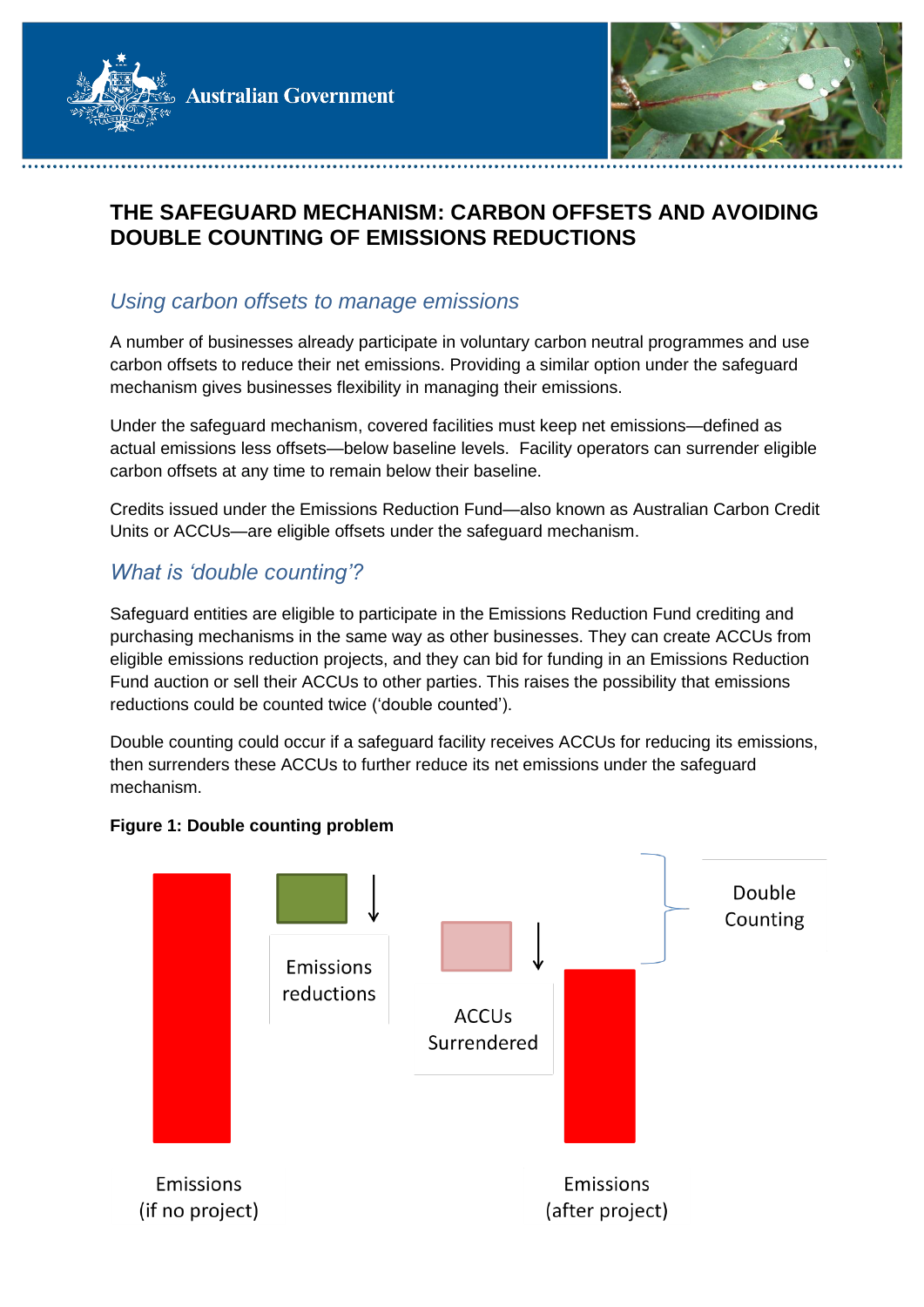# THE SAFEGUARD MECHANISM: CARBON OFFSETS AND AVOIDING DOUBLE COUNTING OF EMISSIONS REDUCTIONS

## *Using carbon offsets to manage emissions*

A number of businesses already participate in voluntary carbon neutral programmes and use carbon offsets to reduce their net emissions. Providing a similar option under the safeguard mechanism gives businesses flexibility in managing their emissions.

Under the safeguard mechanism, covered facilities must keep net emissions—defined as actual emissions less offsets—below baseline levels. Facility operators can surrender eligible carbon offsets at any time to remain below their baseline.

Credits issued under the Emissions Reduction Fund—also known as Australian Carbon Credit Units or ACCUs—are eligible offsets under the safeguard mechanism.

## *What is 'double counting'?*

Safeguard entities are eligible to participate in the Emissions Reduction Fund crediting and purchasing mechanisms in the same way as other businesses. They can create ACCUs from eligible emissions reduction projects, and they can bid for funding in an Emissions Reduction Fund auction or sell their ACCUs to other parties. This raises the possibility that emissions reductions could be counted twice ('double counted').

Double counting could occur if a safeguard facility receives ACCUs for reducing its emissions, then surrenders these ACCUs to further reduce its net emissions under the safeguard mechanism.

**Figure 1: Double counting problem**

Emissions reductions

ACCUs Surrendered

Double Counting

Emissions (if no project)

Emissions (after project)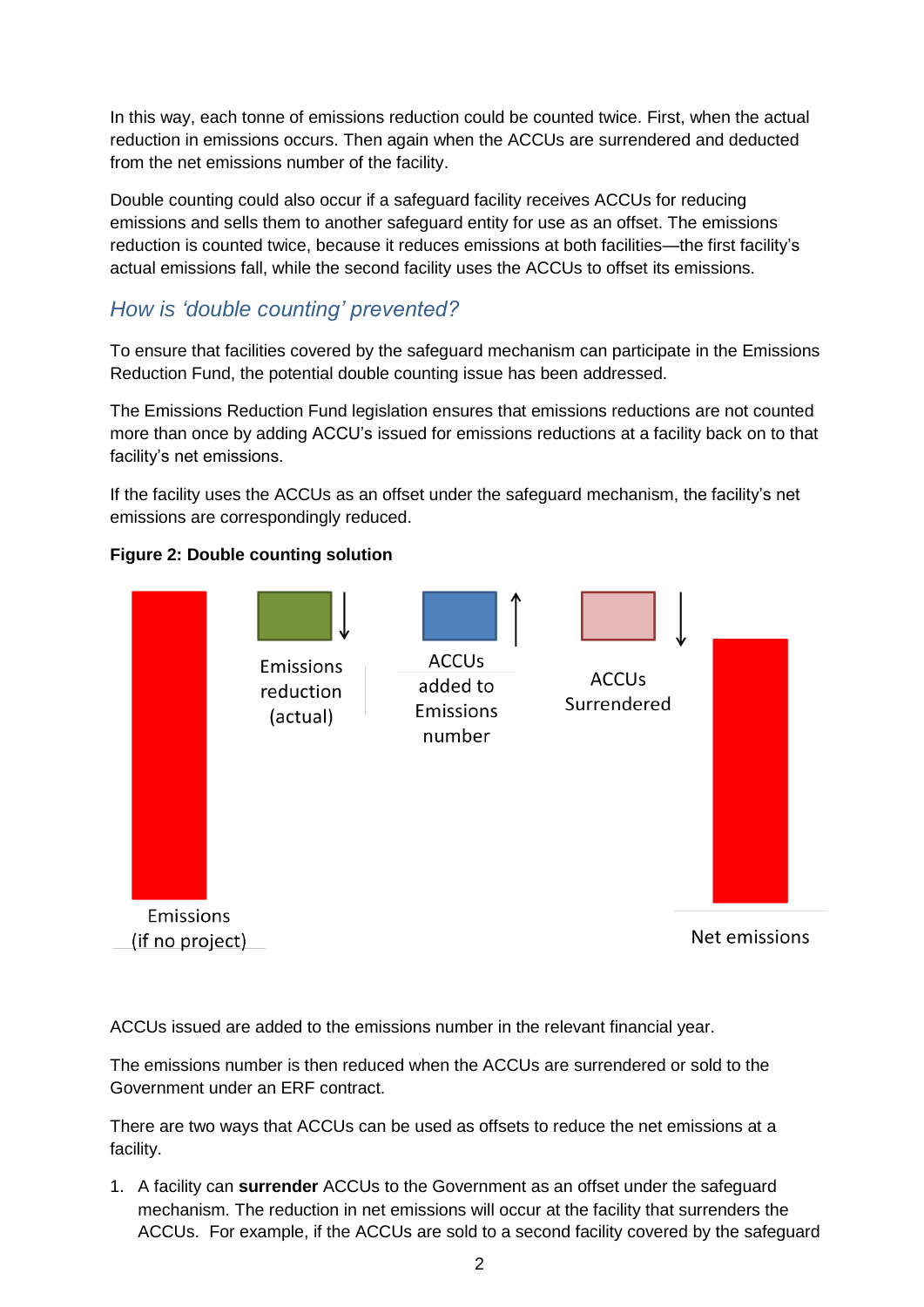In this way, each tonne of emissions reduction could be counted twice. First, when the actual reduction in emissions occurs. Then again when the ACCUs are surrendered and deducted from the net emissions number of the facility.

Double counting could also occur if a safeguard facility receives ACCUs for reducing emissions and sells them to another safeguard entity for use as an offset. The emissions reduction is counted twice, because it reduces emissions at both facilities—the first facility's actual emissions fall, while the second facility uses the ACCUs to offset its emissions.

## *How is 'double counting' prevented?*

To ensure that facilities covered by the safeguard mechanism can participate in the Emissions Reduction Fund, the potential double counting issue has been addressed.

The Emissions Reduction Fund legislation ensures that emissions reductions are not counted more than once by adding ACCU's issued for emissions reductions at a facility back on to that facility's net emissions.

If the facility uses the ACCUs as an offset under the safeguard mechanism, the facility's net emissions are correspondingly reduced.

**Figure 2: Double counting solution**

Emissions (if no project)

Emissions reduction (actual)

ACCUs added to Emissions number

ACCUs Surrendered

Net emissions

ACCUs issued are added to the emissions number in the relevant financial year.

The emissions number is then reduced when the ACCUs are surrendered or sold to the Government under an ERF contract.

There are two ways that ACCUs can be used as offsets to reduce the net emissions at a facility.

1. A facility can **surrender** ACCUs to the Government as an offset under the safeguard mechanism. The reduction in net emissions will occur at the facility that surrenders the ACCUs. For example, if the ACCUs are sold to a second facility covered by the safeguard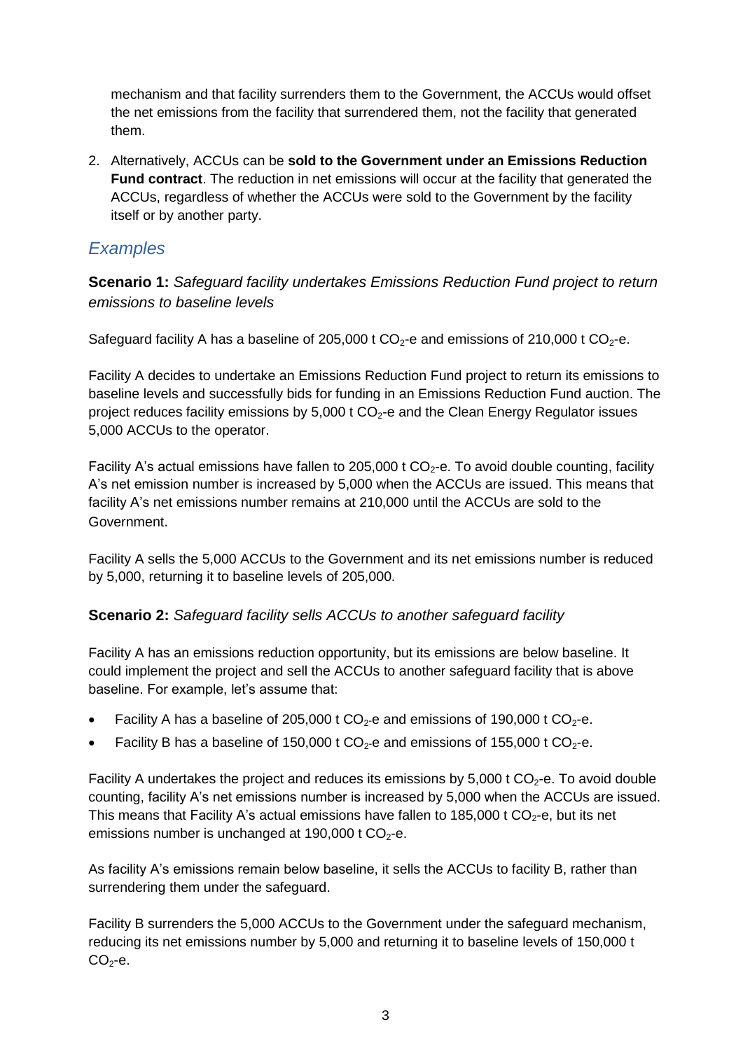mechanism and that facility surrenders them to the Government, the ACCUs would offset the net emissions from the facility that surrendered them, not the facility that generated them.

2. Alternatively, ACCUs can be **sold to the Government under an Emissions Reduction Fund contract**. The reduction in net emissions will occur at the facility that generated the ACCUs, regardless of whether the ACCUs were sold to the Government by the facility itself or by another party.

## *Examples*

**Scenario 1:** *Safeguard facility undertakes Emissions Reduction Fund project to return emissions to baseline levels*

Safeguard facility A has a baseline of 205,000 t $CO_2$-e and emissions of 210,000 t $CO_2$-e.

Facility A decides to undertake an Emissions Reduction Fund project to return its emissions to baseline levels and successfully bids for funding in an Emissions Reduction Fund auction. The project reduces facility emissions by 5,000 t $CO_2$-e and the Clean Energy Regulator issues 5,000 ACCUs to the operator.

Facility A's actual emissions have fallen to 205,000 t $CO_2$-e. To avoid double counting, facility A's net emission number is increased by 5,000 when the ACCUs are issued. This means that facility A's net emissions number remains at 210,000 until the ACCUs are sold to the Government.

Facility A sells the 5,000 ACCUs to the Government and its net emissions number is reduced by 5,000, returning it to baseline levels of 205,000.

**Scenario 2:** *Safeguard facility sells ACCUs to another safeguard facility*

Facility A has an emissions reduction opportunity, but its emissions are below baseline. It could implement the project and sell the ACCUs to another safeguard facility that is above baseline. For example, let's assume that:

- Facility A has a baseline of 205,000 t $CO_2$-e and emissions of 190,000 t $CO_2$-e.
- Facility B has a baseline of 150,000 t $CO_2$-e and emissions of 155,000 t $CO_2$-e.

Facility A undertakes the project and reduces its emissions by 5,000 t $CO_2$-e. To avoid double counting, facility A's net emissions number is increased by 5,000 when the ACCUs are issued. This means that Facility A's actual emissions have fallen to 185,000 t $CO_2$-e, but its net emissions number is unchanged at 190,000 t $CO_2$-e.

As facility A's emissions remain below baseline, it sells the ACCUs to facility B, rather than surrendering them under the safeguard.

Facility B surrenders the 5,000 ACCUs to the Government under the safeguard mechanism, reducing its net emissions number by 5,000 and returning it to baseline levels of 150,000 t $CO_2$-e.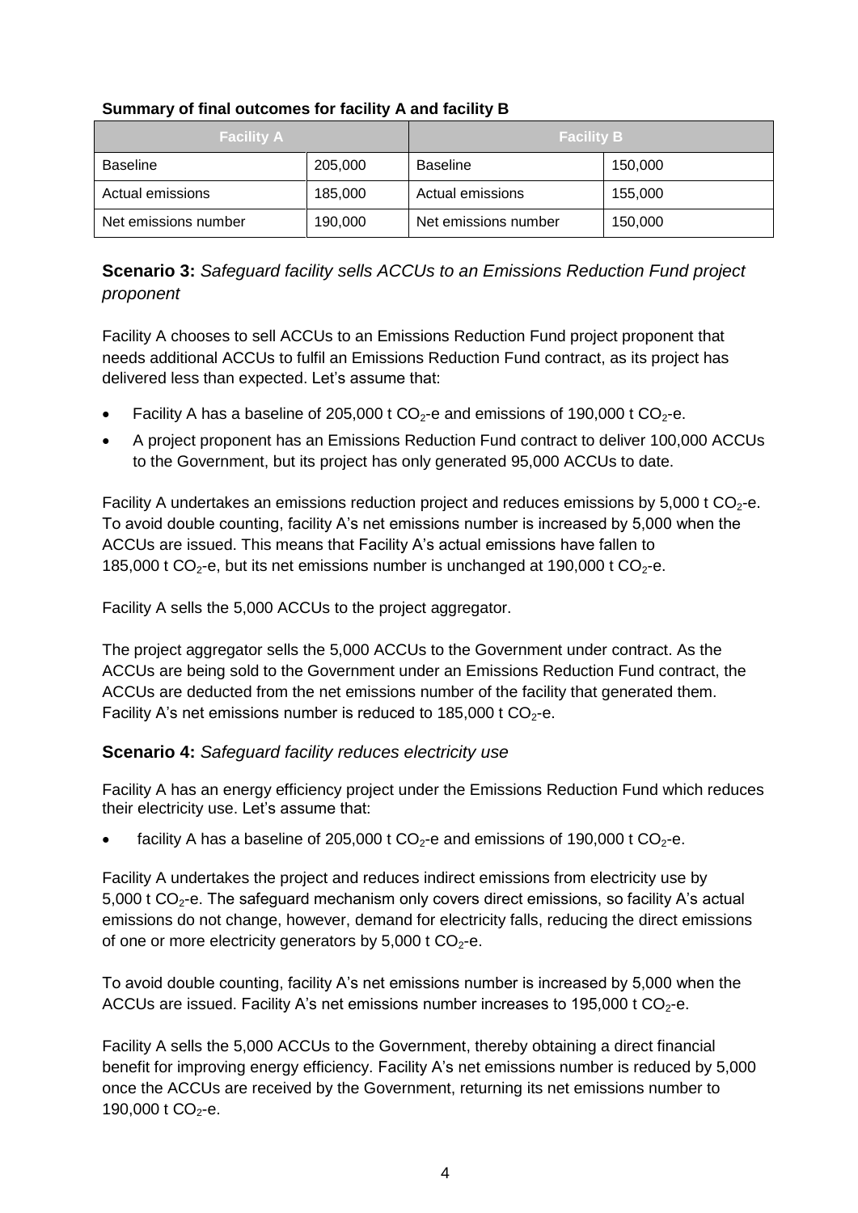**Summary of final outcomes for facility A and facility B**

| Facility A | | Facility B | |
|---|---|---|---|
| Baseline | 205,000 | Baseline | 150,000 |
| Actual emissions | 185,000 | Actual emissions | 155,000 |
| Net emissions number | 190,000 | Net emissions number | 150,000 |

### **Scenario 3:** *Safeguard facility sells ACCUs to an Emissions Reduction Fund project proponent*

Facility A chooses to sell ACCUs to an Emissions Reduction Fund project proponent that needs additional ACCUs to fulfil an Emissions Reduction Fund contract, as its project has delivered less than expected. Let's assume that:

- Facility A has a baseline of 205,000 t $CO_2$-e and emissions of 190,000 t $CO_2$-e.
- A project proponent has an Emissions Reduction Fund contract to deliver 100,000 ACCUs to the Government, but its project has only generated 95,000 ACCUs to date.

Facility A undertakes an emissions reduction project and reduces emissions by 5,000 t $CO_2$-e. To avoid double counting, facility A's net emissions number is increased by 5,000 when the ACCUs are issued. This means that Facility A's actual emissions have fallen to 185,000 t $CO_2$-e, but its net emissions number is unchanged at 190,000 t $CO_2$-e.

Facility A sells the 5,000 ACCUs to the project aggregator.

The project aggregator sells the 5,000 ACCUs to the Government under contract. As the ACCUs are being sold to the Government under an Emissions Reduction Fund contract, the ACCUs are deducted from the net emissions number of the facility that generated them. Facility A's net emissions number is reduced to 185,000 t $CO_2$-e.

### **Scenario 4:** *Safeguard facility reduces electricity use*

Facility A has an energy efficiency project under the Emissions Reduction Fund which reduces their electricity use. Let's assume that:

- facility A has a baseline of 205,000 t $CO_2$-e and emissions of 190,000 t $CO_2$-e.

Facility A undertakes the project and reduces indirect emissions from electricity use by 5,000 t $CO_2$-e. The safeguard mechanism only covers direct emissions, so facility A's actual emissions do not change, however, demand for electricity falls, reducing the direct emissions of one or more electricity generators by 5,000 t $CO_2$-e.

To avoid double counting, facility A's net emissions number is increased by 5,000 when the ACCUs are issued. Facility A's net emissions number increases to 195,000 t $CO_2$-e.

Facility A sells the 5,000 ACCUs to the Government, thereby obtaining a direct financial benefit for improving energy efficiency. Facility A's net emissions number is reduced by 5,000 once the ACCUs are received by the Government, returning its net emissions number to 190,000 t $CO_2$-e.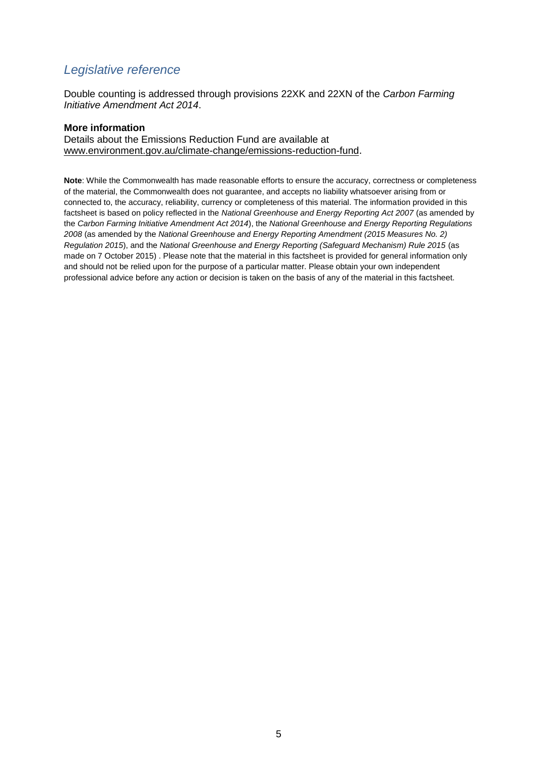## *Legislative reference*

Double counting is addressed through provisions 22XK and 22XN of the *Carbon Farming Initiative Amendment Act 2014*.

**More information**

Details about the Emissions Reduction Fund are available at www.environment.gov.au/climate-change/emissions-reduction-fund.

**Note**: While the Commonwealth has made reasonable efforts to ensure the accuracy, correctness or completeness of the material, the Commonwealth does not guarantee, and accepts no liability whatsoever arising from or connected to, the accuracy, reliability, currency or completeness of this material. The information provided in this factsheet is based on policy reflected in the *National Greenhouse and Energy Reporting Act 2007* (as amended by the *Carbon Farming Initiative Amendment Act 2014*), the *National Greenhouse and Energy Reporting Regulations 2008* (as amended by the *National Greenhouse and Energy Reporting Amendment (2015 Measures No. 2) Regulation 2015*), and the *National Greenhouse and Energy Reporting (Safeguard Mechanism) Rule 2015* (as made on 7 October 2015) . Please note that the material in this factsheet is provided for general information only and should not be relied upon for the purpose of a particular matter. Please obtain your own independent professional advice before any action or decision is taken on the basis of any of the material in this factsheet.